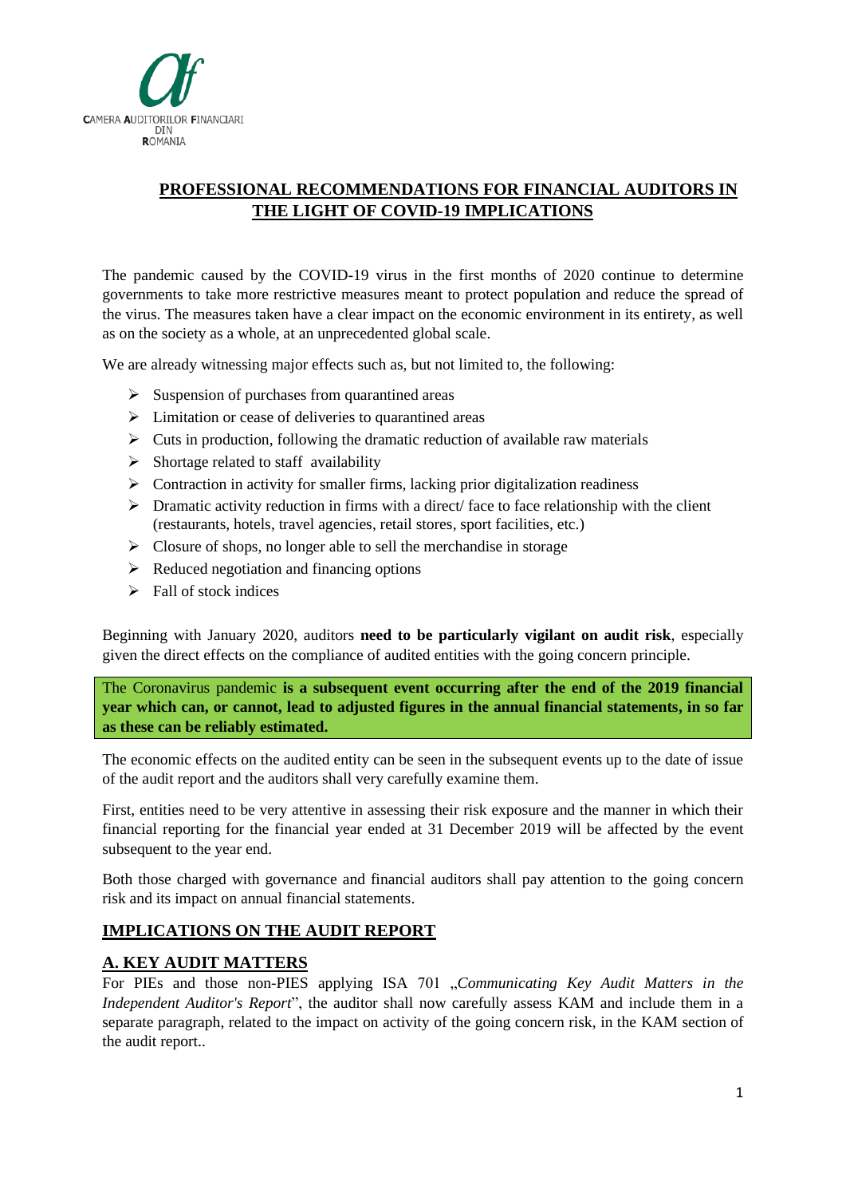CAMERA AUDITORILOR FINANCIARI DIN ROMANIA

## PROFESSIONAL RECOMMENDATIONS FOR FINANCIAL AUDITORS IN THE LIGHT OF COVID-19 IMPLICATIONS

The pandemic caused by the COVID-19 virus in the first months of 2020 continue to determine governments to take more restrictive measures meant to protect population and reduce the spread of the virus. The measures taken have a clear impact on the economic environment in its entirety, as well as on the society as a whole, at an unprecedented global scale.

We are already witnessing major effects such as, but not limited to, the following:

- Suspension of purchases from quarantined areas
- Limitation or cease of deliveries to quarantined areas
- Cuts in production, following the dramatic reduction of available raw materials
- Shortage related to staff availability
- Contraction in activity for smaller firms, lacking prior digitalization readiness
- Dramatic activity reduction in firms with a direct/ face to face relationship with the client (restaurants, hotels, travel agencies, retail stores, sport facilities, etc.)
- Closure of shops, no longer able to sell the merchandise in storage
- Reduced negotiation and financing options
- Fall of stock indices

Beginning with January 2020, auditors **need to be particularly vigilant on audit risk**, especially given the direct effects on the compliance of audited entities with the going concern principle.

The Coronavirus pandemic **is a subsequent event occurring after the end of the 2019 financial year which can, or cannot, lead to adjusted figures in the annual financial statements, in so far as these can be reliably estimated.**

The economic effects on the audited entity can be seen in the subsequent events up to the date of issue of the audit report and the auditors shall very carefully examine them.

First, entities need to be very attentive in assessing their risk exposure and the manner in which their financial reporting for the financial year ended at 31 December 2019 will be affected by the event subsequent to the year end.

Both those charged with governance and financial auditors shall pay attention to the going concern risk and its impact on annual financial statements.

## IMPLICATIONS ON THE AUDIT REPORT

### A. KEY AUDIT MATTERS

For PIEs and those non-PIES applying ISA 701 „*Communicating Key Audit Matters in the Independent Auditor's Report*", the auditor shall now carefully assess KAM and include them in a separate paragraph, related to the impact on activity of the going concern risk, in the KAM section of the audit report..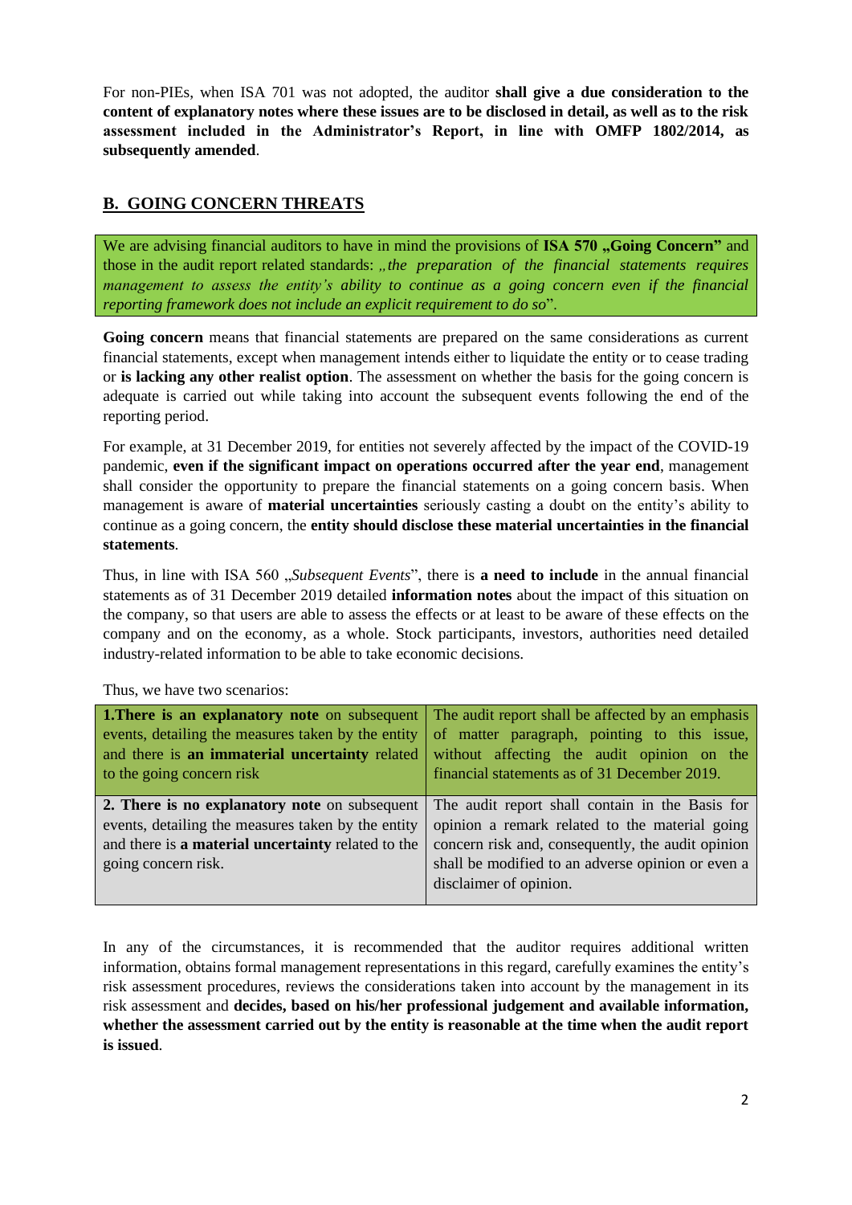For non-PIEs, when ISA 701 was not adopted, the auditor **shall give a due consideration to the content of explanatory notes where these issues are to be disclosed in detail, as well as to the risk assessment included in the Administrator's Report, in line with OMFP 1802/2014, as subsequently amended**.

## B. GOING CONCERN THREATS

We are advising financial auditors to have in mind the provisions of **ISA 570 „Going Concern"** and those in the audit report related standards: *„the preparation of the financial statements requires management to assess the entity's ability to continue as a going concern even if the financial reporting framework does not include an explicit requirement to do so*".

**Going concern** means that financial statements are prepared on the same considerations as current financial statements, except when management intends either to liquidate the entity or to cease trading or **is lacking any other realist option**. The assessment on whether the basis for the going concern is adequate is carried out while taking into account the subsequent events following the end of the reporting period.

For example, at 31 December 2019, for entities not severely affected by the impact of the COVID-19 pandemic, **even if the significant impact on operations occurred after the year end**, management shall consider the opportunity to prepare the financial statements on a going concern basis. When management is aware of **material uncertainties** seriously casting a doubt on the entity's ability to continue as a going concern, the **entity should disclose these material uncertainties in the financial statements**.

Thus, in line with ISA 560 „*Subsequent Events*", there is **a need to include** in the annual financial statements as of 31 December 2019 detailed **information notes** about the impact of this situation on the company, so that users are able to assess the effects or at least to be aware of these effects on the company and on the economy, as a whole. Stock participants, investors, authorities need detailed industry-related information to be able to take economic decisions.

Thus, we have two scenarios:

| | |
|---|---|
| **1.There is an explanatory note** on subsequent events, detailing the measures taken by the entity and there is **an immaterial uncertainty** related to the going concern risk | The audit report shall be affected by an emphasis of matter paragraph, pointing to this issue, without affecting the audit opinion on the financial statements as of 31 December 2019. |
| **2. There is no explanatory note** on subsequent events, detailing the measures taken by the entity and there is **a material uncertainty** related to the going concern risk. | The audit report shall contain in the Basis for opinion a remark related to the material going concern risk and, consequently, the audit opinion shall be modified to an adverse opinion or even a disclaimer of opinion. |

In any of the circumstances, it is recommended that the auditor requires additional written information, obtains formal management representations in this regard, carefully examines the entity's risk assessment procedures, reviews the considerations taken into account by the management in its risk assessment and **decides, based on his/her professional judgement and available information, whether the assessment carried out by the entity is reasonable at the time when the audit report is issued**.